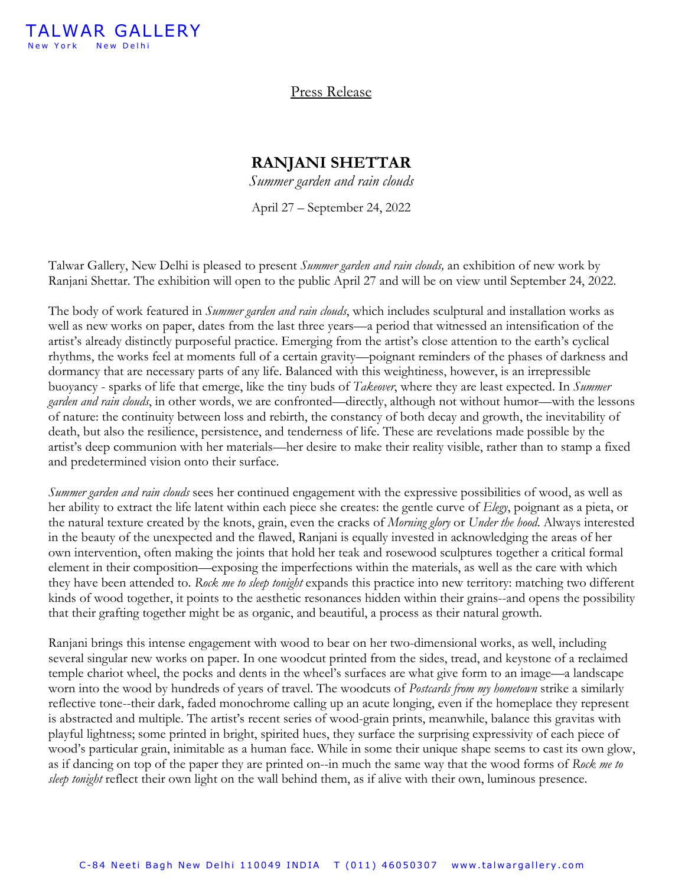TALWAR GALLERY
New York New Delhi

Press Release

# RANJANI SHETTAR

*Summer garden and rain clouds*

April 27 – September 24, 2022

Talwar Gallery, New Delhi is pleased to present *Summer garden and rain clouds,* an exhibition of new work by Ranjani Shettar. The exhibition will open to the public April 27 and will be on view until September 24, 2022.

The body of work featured in *Summer garden and rain clouds*, which includes sculptural and installation works as well as new works on paper, dates from the last three years—a period that witnessed an intensification of the artist's already distinctly purposeful practice. Emerging from the artist's close attention to the earth's cyclical rhythms, the works feel at moments full of a certain gravity—poignant reminders of the phases of darkness and dormancy that are necessary parts of any life. Balanced with this weightiness, however, is an irrepressible buoyancy - sparks of life that emerge, like the tiny buds of *Takeover*, where they are least expected. In *Summer garden and rain clouds*, in other words, we are confronted—directly, although not without humor—with the lessons of nature: the continuity between loss and rebirth, the constancy of both decay and growth, the inevitability of death, but also the resilience, persistence, and tenderness of life. These are revelations made possible by the artist's deep communion with her materials—her desire to make their reality visible, rather than to stamp a fixed and predetermined vision onto their surface.

*Summer garden and rain clouds* sees her continued engagement with the expressive possibilities of wood, as well as her ability to extract the life latent within each piece she creates: the gentle curve of *Elegy*, poignant as a pieta, or the natural texture created by the knots, grain, even the cracks of *Morning glory* or *Under the hood.* Always interested in the beauty of the unexpected and the flawed, Ranjani is equally invested in acknowledging the areas of her own intervention, often making the joints that hold her teak and rosewood sculptures together a critical formal element in their composition—exposing the imperfections within the materials, as well as the care with which they have been attended to. *Rock me to sleep tonight* expands this practice into new territory: matching two different kinds of wood together, it points to the aesthetic resonances hidden within their grains--and opens the possibility that their grafting together might be as organic, and beautiful, a process as their natural growth.

Ranjani brings this intense engagement with wood to bear on her two-dimensional works, as well, including several singular new works on paper. In one woodcut printed from the sides, tread, and keystone of a reclaimed temple chariot wheel, the pocks and dents in the wheel's surfaces are what give form to an image—a landscape worn into the wood by hundreds of years of travel. The woodcuts of *Postcards from my hometown* strike a similarly reflective tone--their dark, faded monochrome calling up an acute longing, even if the homeplace they represent is abstracted and multiple. The artist's recent series of wood-grain prints, meanwhile, balance this gravitas with playful lightness; some printed in bright, spirited hues, they surface the surprising expressivity of each piece of wood's particular grain, inimitable as a human face. While in some their unique shape seems to cast its own glow, as if dancing on top of the paper they are printed on--in much the same way that the wood forms of *Rock me to sleep tonight* reflect their own light on the wall behind them, as if alive with their own, luminous presence.

C-84 Neeti Bagh New Delhi 110049 INDIA T (011) 46050307 www.talwargallery.com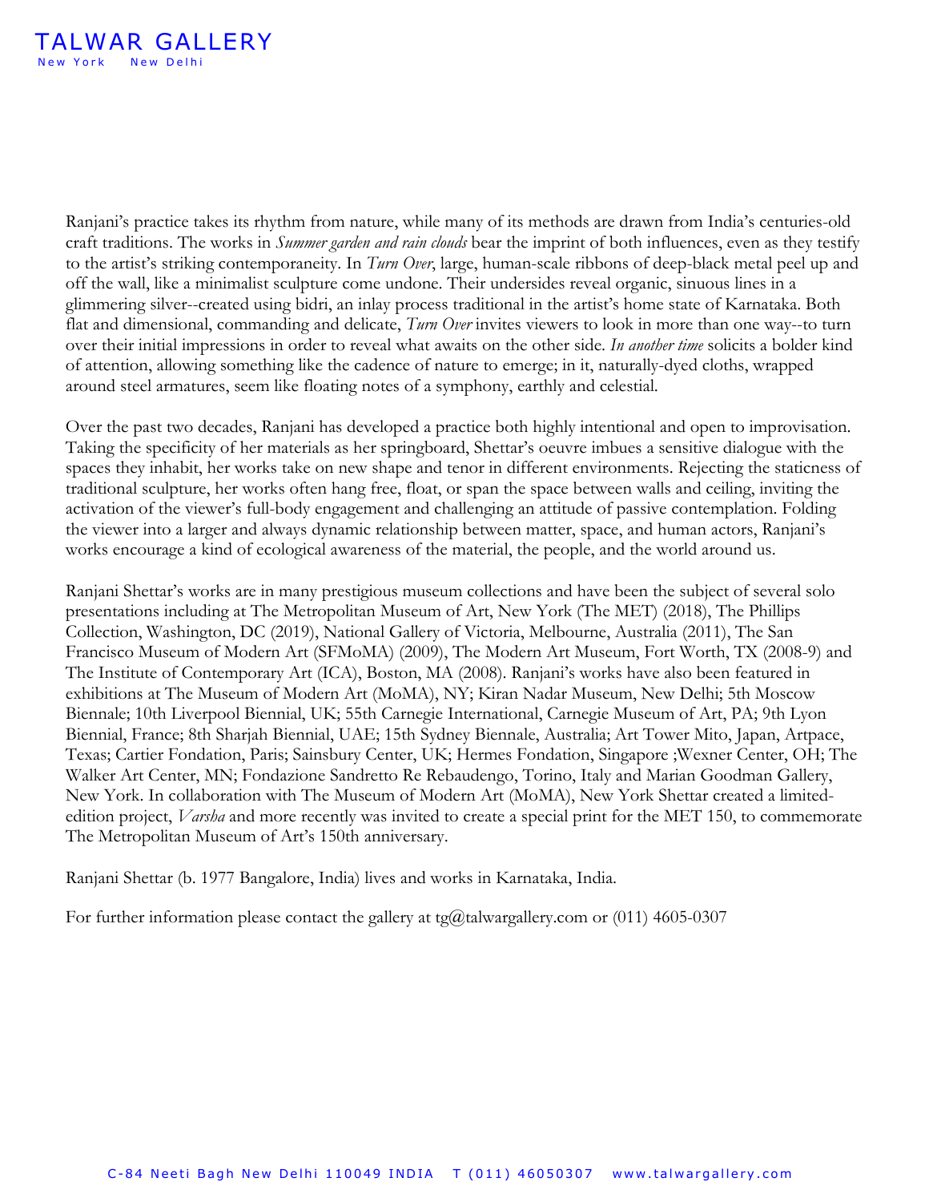Ranjani's practice takes its rhythm from nature, while many of its methods are drawn from India's centuries-old craft traditions. The works in *Summer garden and rain clouds* bear the imprint of both influences, even as they testify to the artist's striking contemporaneity. In *Turn Over*, large, human-scale ribbons of deep-black metal peel up and off the wall, like a minimalist sculpture come undone. Their undersides reveal organic, sinuous lines in a glimmering silver--created using bidri, an inlay process traditional in the artist's home state of Karnataka. Both flat and dimensional, commanding and delicate, *Turn Over* invites viewers to look in more than one way--to turn over their initial impressions in order to reveal what awaits on the other side. *In another time* solicits a bolder kind of attention, allowing something like the cadence of nature to emerge; in it, naturally-dyed cloths, wrapped around steel armatures, seem like floating notes of a symphony, earthly and celestial.

Over the past two decades, Ranjani has developed a practice both highly intentional and open to improvisation. Taking the specificity of her materials as her springboard, Shettar's oeuvre imbues a sensitive dialogue with the spaces they inhabit, her works take on new shape and tenor in different environments. Rejecting the staticness of traditional sculpture, her works often hang free, float, or span the space between walls and ceiling, inviting the activation of the viewer's full-body engagement and challenging an attitude of passive contemplation. Folding the viewer into a larger and always dynamic relationship between matter, space, and human actors, Ranjani's works encourage a kind of ecological awareness of the material, the people, and the world around us.

Ranjani Shettar's works are in many prestigious museum collections and have been the subject of several solo presentations including at The Metropolitan Museum of Art, New York (The MET) (2018), The Phillips Collection, Washington, DC (2019), National Gallery of Victoria, Melbourne, Australia (2011), The San Francisco Museum of Modern Art (SFMoMA) (2009), The Modern Art Museum, Fort Worth, TX (2008-9) and The Institute of Contemporary Art (ICA), Boston, MA (2008). Ranjani's works have also been featured in exhibitions at The Museum of Modern Art (MoMA), NY; Kiran Nadar Museum, New Delhi; 5th Moscow Biennale; 10th Liverpool Biennial, UK; 55th Carnegie International, Carnegie Museum of Art, PA; 9th Lyon Biennial, France; 8th Sharjah Biennial, UAE; 15th Sydney Biennale, Australia; Art Tower Mito, Japan, Artpace, Texas; Cartier Fondation, Paris; Sainsbury Center, UK; Hermes Fondation, Singapore ;Wexner Center, OH; The Walker Art Center, MN; Fondazione Sandretto Re Rebaudengo, Torino, Italy and Marian Goodman Gallery, New York. In collaboration with The Museum of Modern Art (MoMA), New York Shettar created a limited-edition project, *Varsha* and more recently was invited to create a special print for the MET 150, to commemorate The Metropolitan Museum of Art's 150th anniversary.

Ranjani Shettar (b. 1977 Bangalore, India) lives and works in Karnataka, India.

For further information please contact the gallery at tg@talwargallery.com or (011) 4605-0307